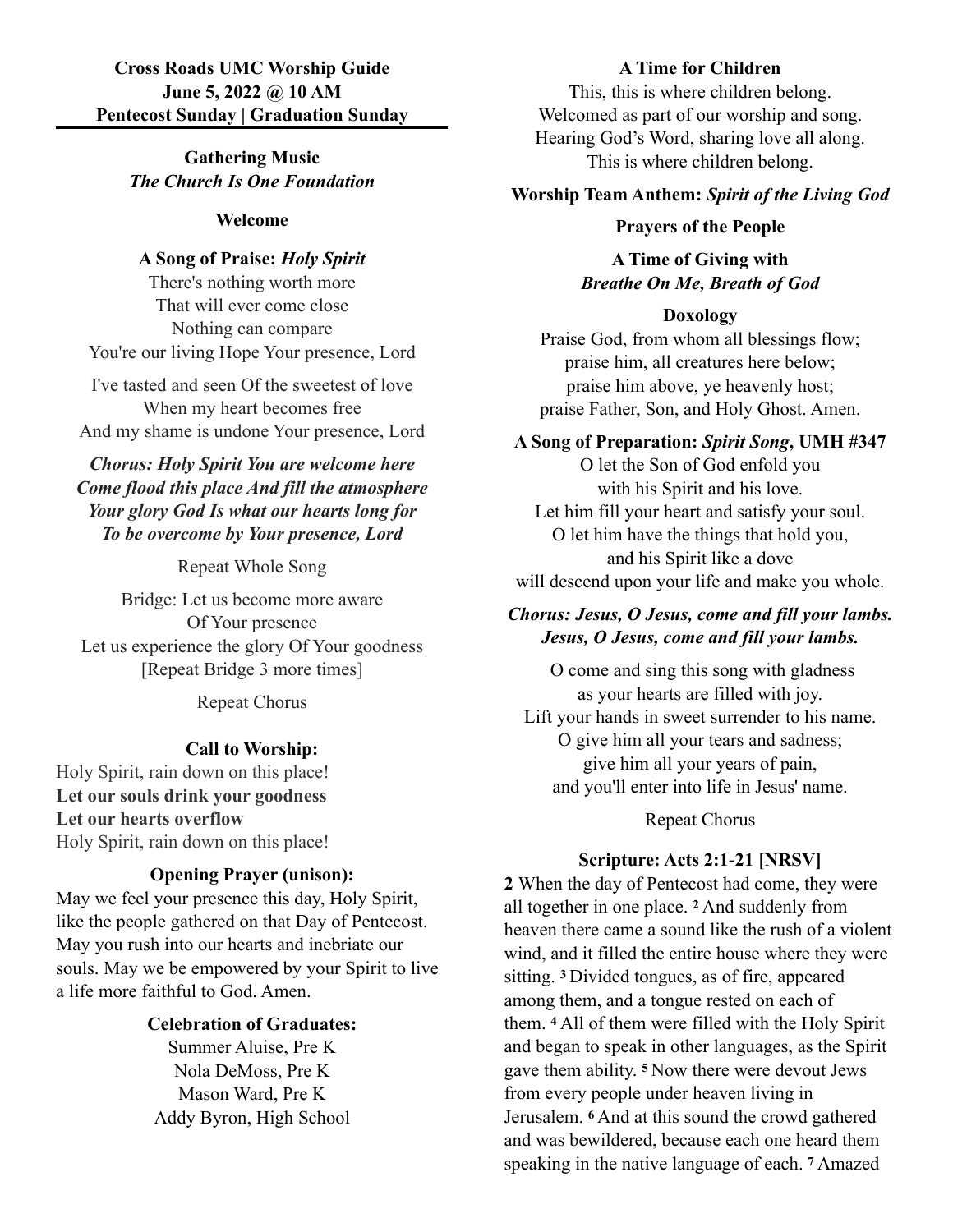**Cross Roads UMC Worship Guide**
**June 5, 2022 @ 10 AM**
**Pentecost Sunday | Graduation Sunday**

---

**Gathering Music**
***The Church Is One Foundation***

**Welcome**

**A Song of Praise:** ***Holy Spirit***

There's nothing worth more
That will ever come close
Nothing can compare
You're our living Hope Your presence, Lord

I've tasted and seen Of the sweetest of love
When my heart becomes free
And my shame is undone Your presence, Lord

***Chorus: Holy Spirit You are welcome here***
***Come flood this place And fill the atmosphere***
***Your glory God Is what our hearts long for***
***To be overcome by Your presence, Lord***

Repeat Whole Song

Bridge: Let us become more aware
Of Your presence
Let us experience the glory Of Your goodness
[Repeat Bridge 3 more times]

Repeat Chorus

**Call to Worship:**

Holy Spirit, rain down on this place!
**Let our souls drink your goodness**
**Let our hearts overflow**
Holy Spirit, rain down on this place!

**Opening Prayer (unison):**

May we feel your presence this day, Holy Spirit, like the people gathered on that Day of Pentecost. May you rush into our hearts and inebriate our souls. May we be empowered by your Spirit to live a life more faithful to God. Amen.

**Celebration of Graduates:**

Summer Aluise, Pre K
Nola DeMoss, Pre K
Mason Ward, Pre K
Addy Byron, High School

**A Time for Children**

This, this is where children belong.
Welcomed as part of our worship and song.
Hearing God's Word, sharing love all along.
This is where children belong.

**Worship Team Anthem:** ***Spirit of the Living God***

**Prayers of the People**

**A Time of Giving with**
***Breathe On Me, Breath of God***

**Doxology**

Praise God, from whom all blessings flow;
praise him, all creatures here below;
praise him above, ye heavenly host;
praise Father, Son, and Holy Ghost. Amen.

**A Song of Preparation:** ***Spirit Song*****, UMH #347**

O let the Son of God enfold you
with his Spirit and his love.
Let him fill your heart and satisfy your soul.
O let him have the things that hold you,
and his Spirit like a dove
will descend upon your life and make you whole.

***Chorus: Jesus, O Jesus, come and fill your lambs.***
***Jesus, O Jesus, come and fill your lambs.***

O come and sing this song with gladness
as your hearts are filled with joy.
Lift your hands in sweet surrender to his name.
O give him all your tears and sadness;
give him all your years of pain,
and you'll enter into life in Jesus' name.

Repeat Chorus

**Scripture: Acts 2:1-21 [NRSV]**

**2** When the day of Pentecost had come, they were all together in one place. **2** And suddenly from heaven there came a sound like the rush of a violent wind, and it filled the entire house where they were sitting. **3** Divided tongues, as of fire, appeared among them, and a tongue rested on each of them. **4** All of them were filled with the Holy Spirit and began to speak in other languages, as the Spirit gave them ability. **5** Now there were devout Jews from every people under heaven living in Jerusalem. **6** And at this sound the crowd gathered and was bewildered, because each one heard them speaking in the native language of each. **7** Amazed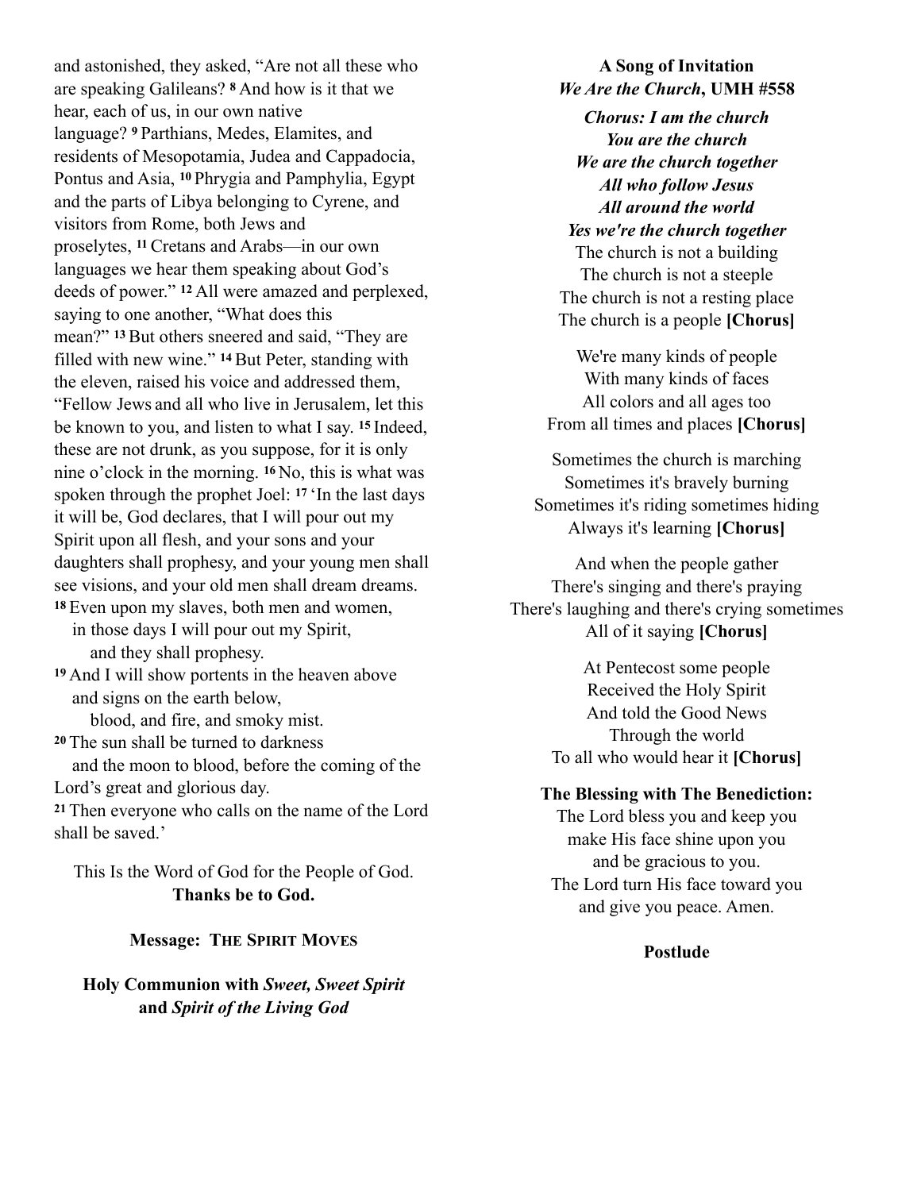and astonished, they asked, "Are not all these who are speaking Galileans? **8** And how is it that we hear, each of us, in our own native language? **9** Parthians, Medes, Elamites, and residents of Mesopotamia, Judea and Cappadocia, Pontus and Asia, **10** Phrygia and Pamphylia, Egypt and the parts of Libya belonging to Cyrene, and visitors from Rome, both Jews and proselytes, **11** Cretans and Arabs—in our own languages we hear them speaking about God's deeds of power." **12** All were amazed and perplexed, saying to one another, "What does this mean?" **13** But others sneered and said, "They are filled with new wine." **14** But Peter, standing with the eleven, raised his voice and addressed them, "Fellow Jews and all who live in Jerusalem, let this be known to you, and listen to what I say. **15** Indeed, these are not drunk, as you suppose, for it is only nine o'clock in the morning. **16** No, this is what was spoken through the prophet Joel: **17** 'In the last days it will be, God declares, that I will pour out my Spirit upon all flesh, and your sons and your daughters shall prophesy, and your young men shall see visions, and your old men shall dream dreams.

**18** Even upon my slaves, both men and women,
in those days I will pour out my Spirit,
and they shall prophesy.

**19** And I will show portents in the heaven above
and signs on the earth below,
blood, and fire, and smoky mist.

**20** The sun shall be turned to darkness
and the moon to blood, before the coming of the Lord's great and glorious day.

**21** Then everyone who calls on the name of the Lord shall be saved.'

This Is the Word of God for the People of God.
**Thanks be to God.**

**Message: THE SPIRIT MOVES**

**Holy Communion with *Sweet, Sweet Spirit* and *Spirit of the Living God***

**A Song of Invitation**
***We Are the Church*, UMH #558**

***Chorus: I am the church***
***You are the church***
***We are the church together***
***All who follow Jesus***
***All around the world***
***Yes we're the church together***

The church is not a building
The church is not a steeple
The church is not a resting place
The church is a people **[Chorus]**

We're many kinds of people
With many kinds of faces
All colors and all ages too
From all times and places **[Chorus]**

Sometimes the church is marching
Sometimes it's bravely burning
Sometimes it's riding sometimes hiding
Always it's learning **[Chorus]**

And when the people gather
There's singing and there's praying
There's laughing and there's crying sometimes
All of it saying **[Chorus]**

At Pentecost some people
Received the Holy Spirit
And told the Good News
Through the world
To all who would hear it **[Chorus]**

**The Blessing with The Benediction:**

The Lord bless you and keep you
make His face shine upon you
and be gracious to you.
The Lord turn His face toward you
and give you peace. Amen.

**Postlude**